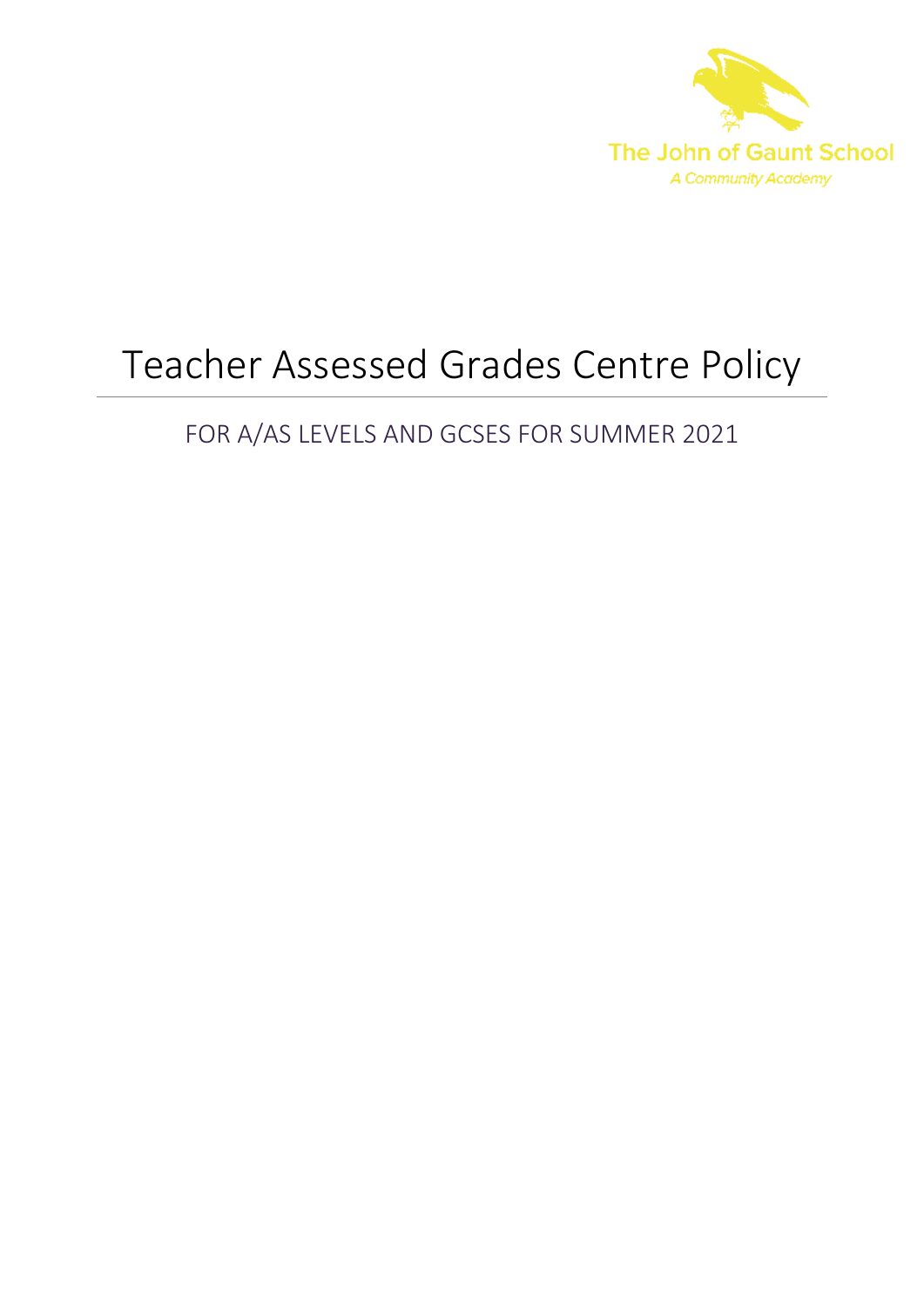The John of Gaunt School
A Community Academy

# Teacher Assessed Grades Centre Policy

## FOR A/AS LEVELS AND GCSES FOR SUMMER 2021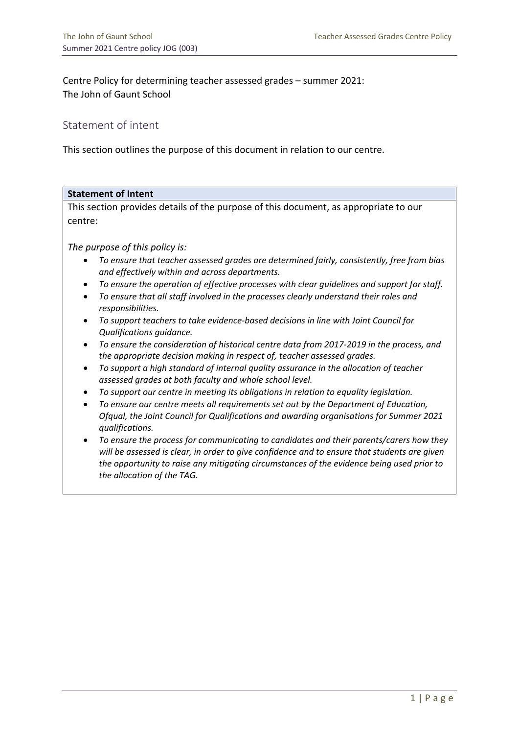Centre Policy for determining teacher assessed grades – summer 2021:
The John of Gaunt School

## Statement of intent

This section outlines the purpose of this document in relation to our centre.

| **Statement of Intent** |
| --- |
| This section provides details of the purpose of this document, as appropriate to our centre:<br><br>*The purpose of this policy is:*<br>• *To ensure that teacher assessed grades are determined fairly, consistently, free from bias and effectively within and across departments.*<br>• *To ensure the operation of effective processes with clear guidelines and support for staff.*<br>• *To ensure that all staff involved in the processes clearly understand their roles and responsibilities.*<br>• *To support teachers to take evidence-based decisions in line with Joint Council for Qualifications guidance.*<br>• *To ensure the consideration of historical centre data from 2017-2019 in the process, and the appropriate decision making in respect of, teacher assessed grades.*<br>• *To support a high standard of internal quality assurance in the allocation of teacher assessed grades at both faculty and whole school level.*<br>• *To support our centre in meeting its obligations in relation to equality legislation.*<br>• *To ensure our centre meets all requirements set out by the Department of Education, Ofqual, the Joint Council for Qualifications and awarding organisations for Summer 2021 qualifications.*<br>• *To ensure the process for communicating to candidates and their parents/carers how they will be assessed is clear, in order to give confidence and to ensure that students are given the opportunity to raise any mitigating circumstances of the evidence being used prior to the allocation of the TAG.* |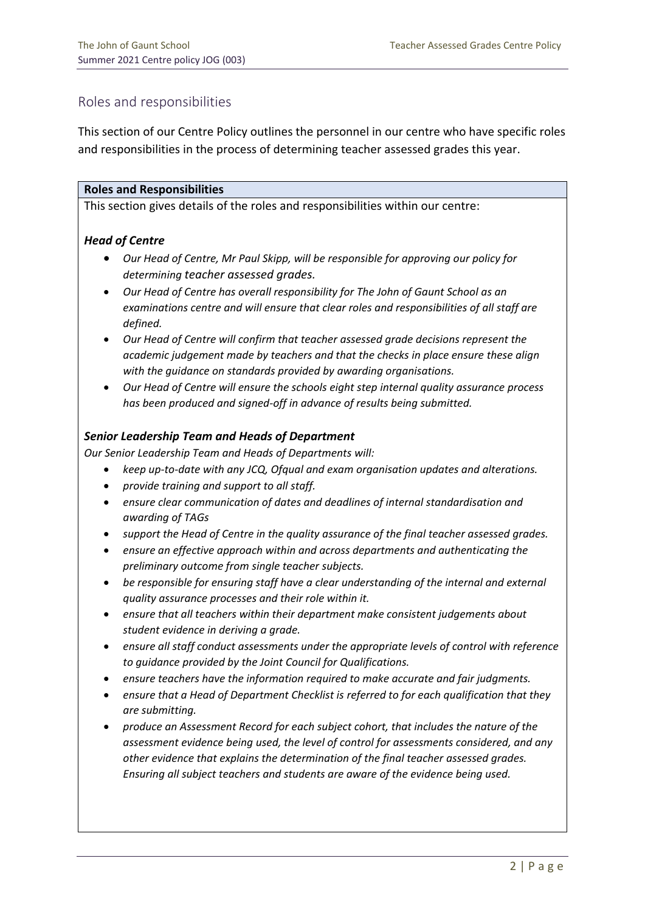## Roles and responsibilities

This section of our Centre Policy outlines the personnel in our centre who have specific roles and responsibilities in the process of determining teacher assessed grades this year.

**Roles and Responsibilities**

This section gives details of the roles and responsibilities within our centre:

### *Head of Centre*

- *Our Head of Centre, Mr Paul Skipp, will be responsible for approving our policy for determining teacher assessed grades.*
- *Our Head of Centre has overall responsibility for The John of Gaunt School as an examinations centre and will ensure that clear roles and responsibilities of all staff are defined.*
- *Our Head of Centre will confirm that teacher assessed grade decisions represent the academic judgement made by teachers and that the checks in place ensure these align with the guidance on standards provided by awarding organisations.*
- *Our Head of Centre will ensure the schools eight step internal quality assurance process has been produced and signed-off in advance of results being submitted.*

### *Senior Leadership Team and Heads of Department*

*Our Senior Leadership Team and Heads of Departments will:*

- *keep up-to-date with any JCQ, Ofqual and exam organisation updates and alterations.*
- *provide training and support to all staff.*
- *ensure clear communication of dates and deadlines of internal standardisation and awarding of TAGs*
- *support the Head of Centre in the quality assurance of the final teacher assessed grades.*
- *ensure an effective approach within and across departments and authenticating the preliminary outcome from single teacher subjects.*
- *be responsible for ensuring staff have a clear understanding of the internal and external quality assurance processes and their role within it.*
- *ensure that all teachers within their department make consistent judgements about student evidence in deriving a grade.*
- *ensure all staff conduct assessments under the appropriate levels of control with reference to guidance provided by the Joint Council for Qualifications.*
- *ensure teachers have the information required to make accurate and fair judgments.*
- *ensure that a Head of Department Checklist is referred to for each qualification that they are submitting.*
- *produce an Assessment Record for each subject cohort, that includes the nature of the assessment evidence being used, the level of control for assessments considered, and any other evidence that explains the determination of the final teacher assessed grades. Ensuring all subject teachers and students are aware of the evidence being used.*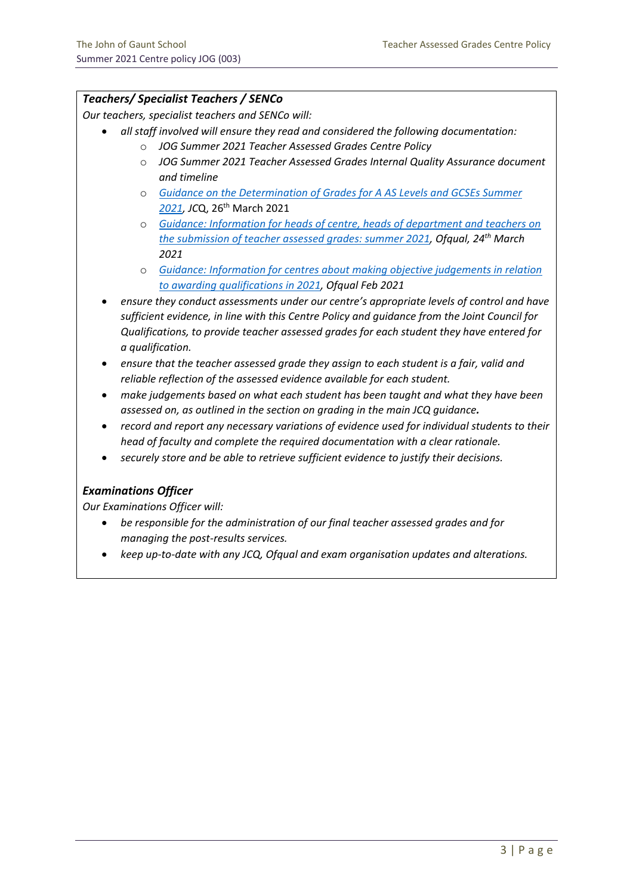### *Teachers/ Specialist Teachers / SENCo*

*Our teachers, specialist teachers and SENCo will:*

- *all staff involved will ensure they read and considered the following documentation:*
  - *JOG Summer 2021 Teacher Assessed Grades Centre Policy*
  - *JOG Summer 2021 Teacher Assessed Grades Internal Quality Assurance document and timeline*
  - *Guidance on the Determination of Grades for A AS Levels and GCSEs Summer 2021, JCQ*, 26th March 2021
  - *Guidance: Information for heads of centre, heads of department and teachers on the submission of teacher assessed grades: summer 2021, Ofqual, 24th March 2021*
  - *Guidance: Information for centres about making objective judgements in relation to awarding qualifications in 2021, Ofqual Feb 2021*
- *ensure they conduct assessments under our centre's appropriate levels of control and have sufficient evidence, in line with this Centre Policy and guidance from the Joint Council for Qualifications, to provide teacher assessed grades for each student they have entered for a qualification.*
- *ensure that the teacher assessed grade they assign to each student is a fair, valid and reliable reflection of the assessed evidence available for each student.*
- *make judgements based on what each student has been taught and what they have been assessed on, as outlined in the section on grading in the main JCQ guidance.*
- *record and report any necessary variations of evidence used for individual students to their head of faculty and complete the required documentation with a clear rationale.*
- *securely store and be able to retrieve sufficient evidence to justify their decisions.*

### *Examinations Officer*

*Our Examinations Officer will:*

- *be responsible for the administration of our final teacher assessed grades and for managing the post-results services.*
- *keep up-to-date with any JCQ, Ofqual and exam organisation updates and alterations.*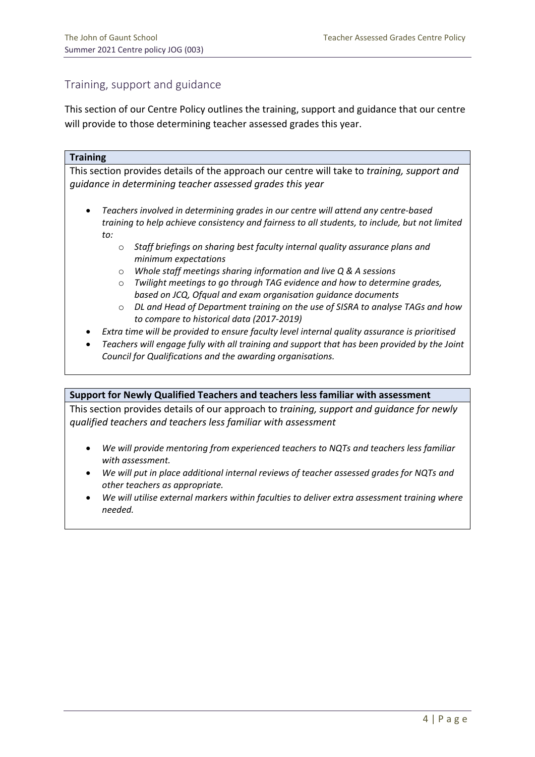## Training, support and guidance

This section of our Centre Policy outlines the training, support and guidance that our centre will provide to those determining teacher assessed grades this year.

**Training**

This section provides details of the approach our centre will take to *training, support and guidance in determining teacher assessed grades this year*

- *Teachers involved in determining grades in our centre will attend any centre-based training to help achieve consistency and fairness to all students, to include, but not limited to:*
  - *Staff briefings on sharing best faculty internal quality assurance plans and minimum expectations*
  - *Whole staff meetings sharing information and live Q & A sessions*
  - *Twilight meetings to go through TAG evidence and how to determine grades, based on JCQ, Ofqual and exam organisation guidance documents*
  - *DL and Head of Department training on the use of SISRA to analyse TAGs and how to compare to historical data (2017-2019)*
- *Extra time will be provided to ensure faculty level internal quality assurance is prioritised*
- *Teachers will engage fully with all training and support that has been provided by the Joint Council for Qualifications and the awarding organisations.*

**Support for Newly Qualified Teachers and teachers less familiar with assessment**

This section provides details of our approach to *training, support and guidance for newly qualified teachers and teachers less familiar with assessment*

- *We will provide mentoring from experienced teachers to NQTs and teachers less familiar with assessment.*
- *We will put in place additional internal reviews of teacher assessed grades for NQTs and other teachers as appropriate.*
- *We will utilise external markers within faculties to deliver extra assessment training where needed.*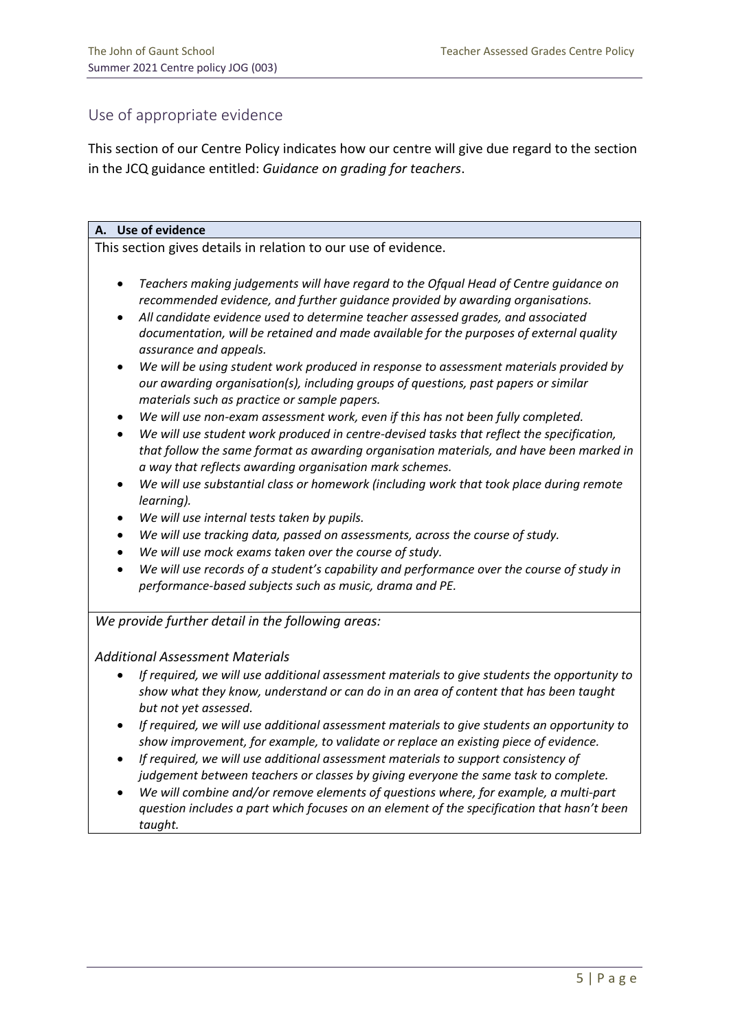## Use of appropriate evidence

This section of our Centre Policy indicates how our centre will give due regard to the section in the JCQ guidance entitled: *Guidance on grading for teachers*.

### A. Use of evidence

This section gives details in relation to our use of evidence.

- *Teachers making judgements will have regard to the Ofqual Head of Centre guidance on recommended evidence, and further guidance provided by awarding organisations.*
- *All candidate evidence used to determine teacher assessed grades, and associated documentation, will be retained and made available for the purposes of external quality assurance and appeals.*
- *We will be using student work produced in response to assessment materials provided by our awarding organisation(s), including groups of questions, past papers or similar materials such as practice or sample papers.*
- *We will use non-exam assessment work, even if this has not been fully completed.*
- *We will use student work produced in centre-devised tasks that reflect the specification, that follow the same format as awarding organisation materials, and have been marked in a way that reflects awarding organisation mark schemes.*
- *We will use substantial class or homework (including work that took place during remote learning).*
- *We will use internal tests taken by pupils.*
- *We will use tracking data, passed on assessments, across the course of study.*
- *We will use mock exams taken over the course of study.*
- *We will use records of a student's capability and performance over the course of study in performance-based subjects such as music, drama and PE.*

*We provide further detail in the following areas:*

*Additional Assessment Materials*

- *If required, we will use additional assessment materials to give students the opportunity to show what they know, understand or can do in an area of content that has been taught but not yet assessed.*
- *If required, we will use additional assessment materials to give students an opportunity to show improvement, for example, to validate or replace an existing piece of evidence.*
- *If required, we will use additional assessment materials to support consistency of judgement between teachers or classes by giving everyone the same task to complete.*
- *We will combine and/or remove elements of questions where, for example, a multi-part question includes a part which focuses on an element of the specification that hasn't been taught.*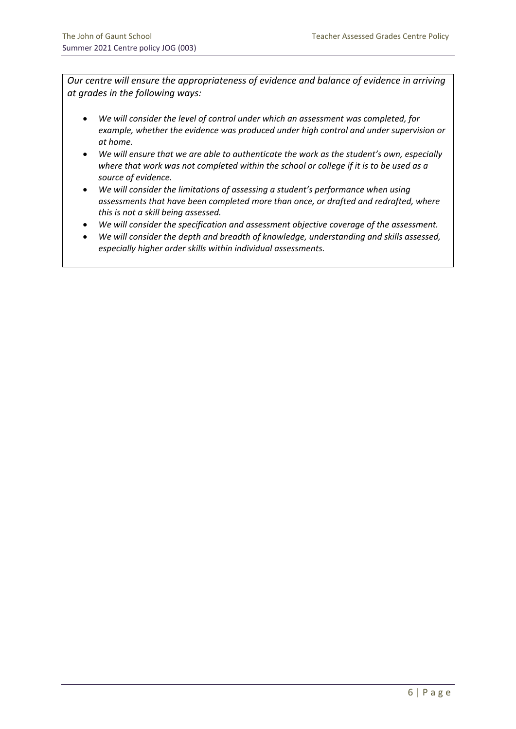*Our centre will ensure the appropriateness of evidence and balance of evidence in arriving at grades in the following ways:*

- *We will consider the level of control under which an assessment was completed, for example, whether the evidence was produced under high control and under supervision or at home.*
- *We will ensure that we are able to authenticate the work as the student's own, especially where that work was not completed within the school or college if it is to be used as a source of evidence.*
- *We will consider the limitations of assessing a student's performance when using assessments that have been completed more than once, or drafted and redrafted, where this is not a skill being assessed.*
- *We will consider the specification and assessment objective coverage of the assessment.*
- *We will consider the depth and breadth of knowledge, understanding and skills assessed, especially higher order skills within individual assessments.*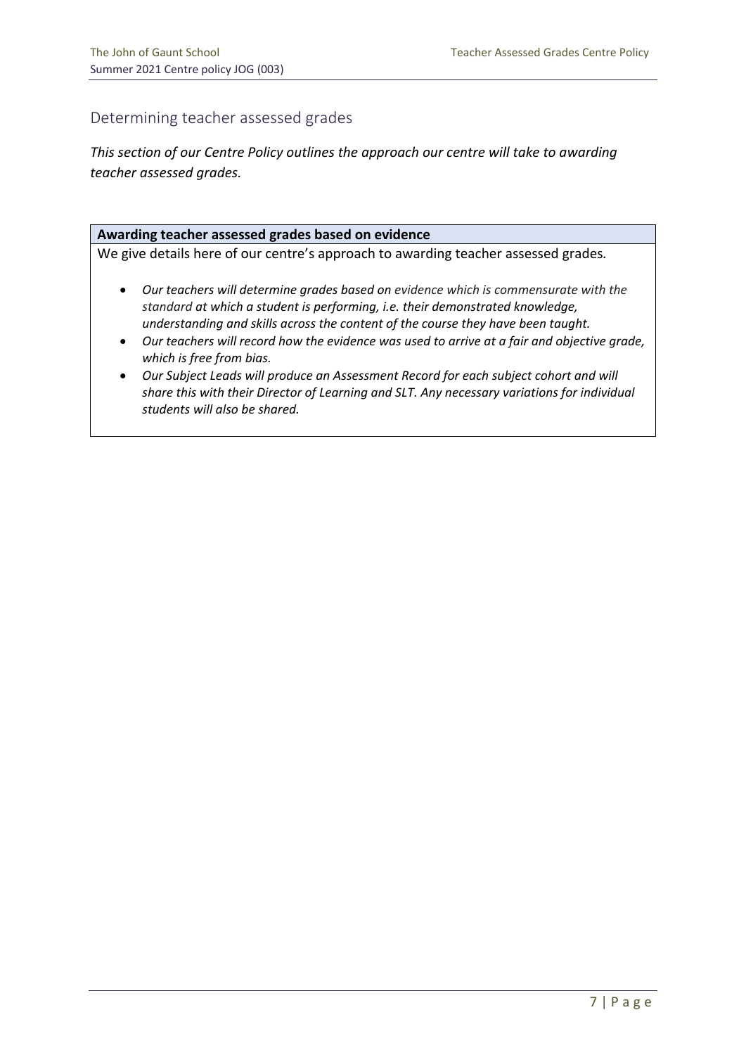## Determining teacher assessed grades

*This section of our Centre Policy outlines the approach our centre will take to awarding teacher assessed grades.*

**Awarding teacher assessed grades based on evidence**

We give details here of our centre's approach to awarding teacher assessed grades.

- *Our teachers will determine grades based on evidence which is commensurate with the standard at which a student is performing, i.e. their demonstrated knowledge, understanding and skills across the content of the course they have been taught.*
- *Our teachers will record how the evidence was used to arrive at a fair and objective grade, which is free from bias.*
- *Our Subject Leads will produce an Assessment Record for each subject cohort and will share this with their Director of Learning and SLT. Any necessary variations for individual students will also be shared.*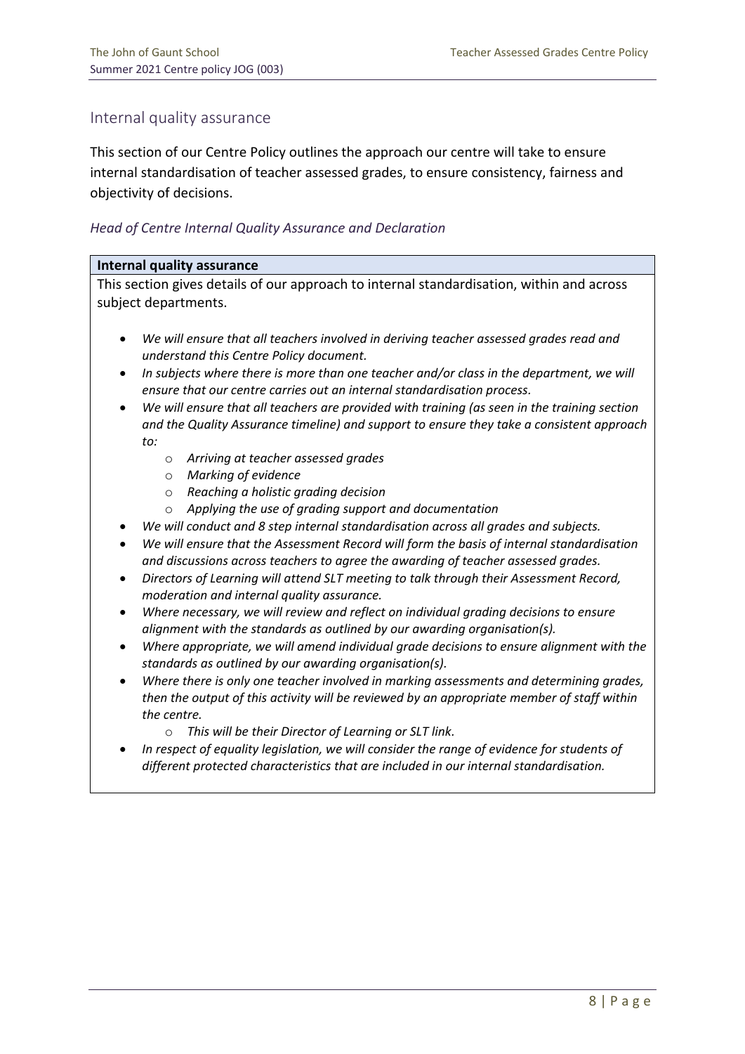## Internal quality assurance

This section of our Centre Policy outlines the approach our centre will take to ensure internal standardisation of teacher assessed grades, to ensure consistency, fairness and objectivity of decisions.

### *Head of Centre Internal Quality Assurance and Declaration*

**Internal quality assurance**

This section gives details of our approach to internal standardisation, within and across subject departments.

- *We will ensure that all teachers involved in deriving teacher assessed grades read and understand this Centre Policy document.*
- *In subjects where there is more than one teacher and/or class in the department, we will ensure that our centre carries out an internal standardisation process.*
- *We will ensure that all teachers are provided with training (as seen in the training section and the Quality Assurance timeline) and support to ensure they take a consistent approach to:*
    - *Arriving at teacher assessed grades*
    - *Marking of evidence*
    - *Reaching a holistic grading decision*
    - *Applying the use of grading support and documentation*
- *We will conduct and 8 step internal standardisation across all grades and subjects.*
- *We will ensure that the Assessment Record will form the basis of internal standardisation and discussions across teachers to agree the awarding of teacher assessed grades.*
- *Directors of Learning will attend SLT meeting to talk through their Assessment Record, moderation and internal quality assurance.*
- *Where necessary, we will review and reflect on individual grading decisions to ensure alignment with the standards as outlined by our awarding organisation(s).*
- *Where appropriate, we will amend individual grade decisions to ensure alignment with the standards as outlined by our awarding organisation(s).*
- *Where there is only one teacher involved in marking assessments and determining grades, then the output of this activity will be reviewed by an appropriate member of staff within the centre.*
    - *This will be their Director of Learning or SLT link.*
- *In respect of equality legislation, we will consider the range of evidence for students of different protected characteristics that are included in our internal standardisation.*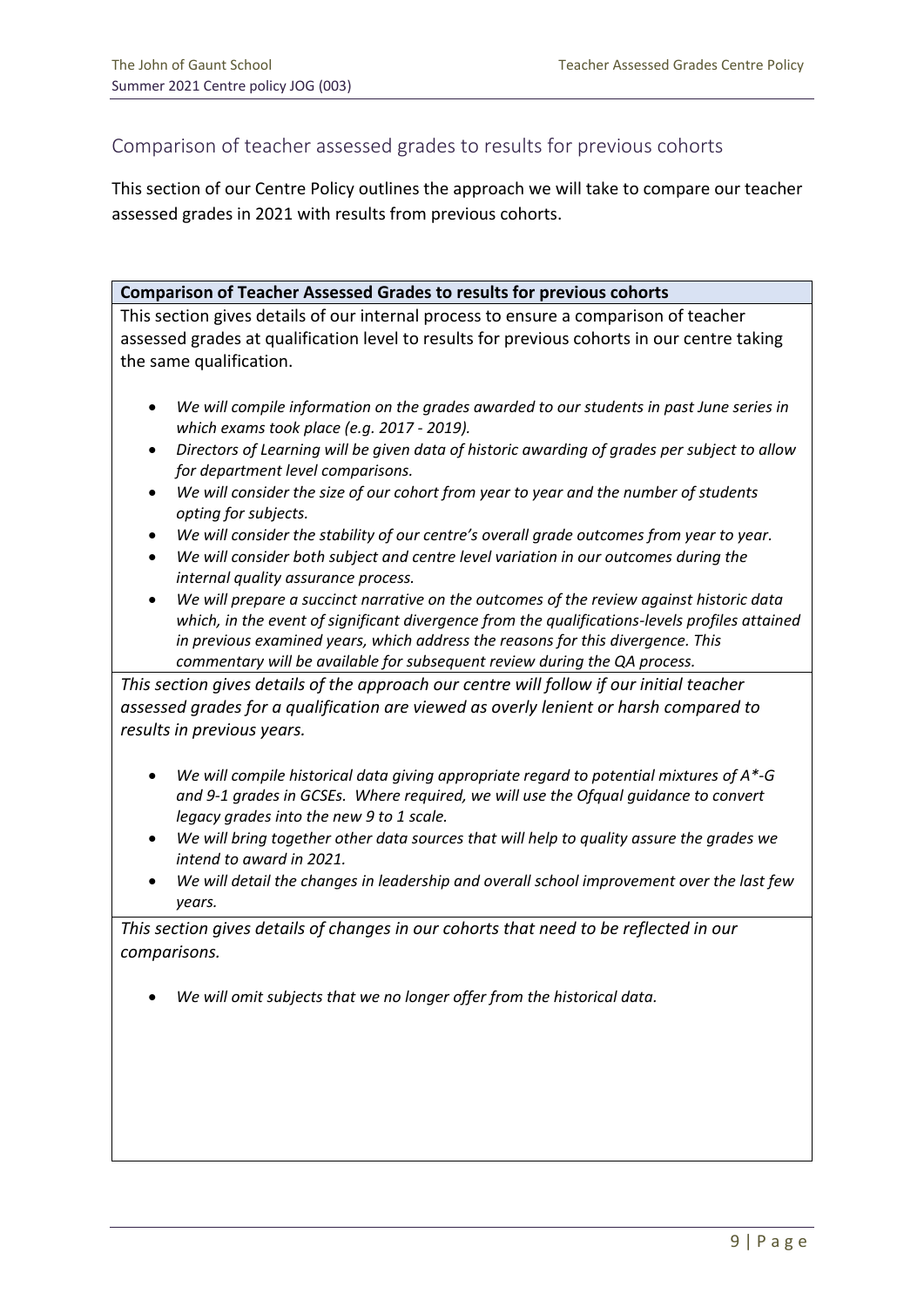## Comparison of teacher assessed grades to results for previous cohorts

This section of our Centre Policy outlines the approach we will take to compare our teacher assessed grades in 2021 with results from previous cohorts.

**Comparison of Teacher Assessed Grades to results for previous cohorts**

This section gives details of our internal process to ensure a comparison of teacher assessed grades at qualification level to results for previous cohorts in our centre taking the same qualification.

- *We will compile information on the grades awarded to our students in past June series in which exams took place (e.g. 2017 - 2019).*
- *Directors of Learning will be given data of historic awarding of grades per subject to allow for department level comparisons.*
- *We will consider the size of our cohort from year to year and the number of students opting for subjects.*
- *We will consider the stability of our centre's overall grade outcomes from year to year.*
- *We will consider both subject and centre level variation in our outcomes during the internal quality assurance process.*
- *We will prepare a succinct narrative on the outcomes of the review against historic data which, in the event of significant divergence from the qualifications-levels profiles attained in previous examined years, which address the reasons for this divergence. This commentary will be available for subsequent review during the QA process.*

*This section gives details of the approach our centre will follow if our initial teacher assessed grades for a qualification are viewed as overly lenient or harsh compared to results in previous years.*

- *We will compile historical data giving appropriate regard to potential mixtures of A*-G and 9-1 grades in GCSEs. Where required, we will use the Ofqual guidance to convert legacy grades into the new 9 to 1 scale.*
- *We will bring together other data sources that will help to quality assure the grades we intend to award in 2021.*
- *We will detail the changes in leadership and overall school improvement over the last few years.*

*This section gives details of changes in our cohorts that need to be reflected in our comparisons.*

- *We will omit subjects that we no longer offer from the historical data.*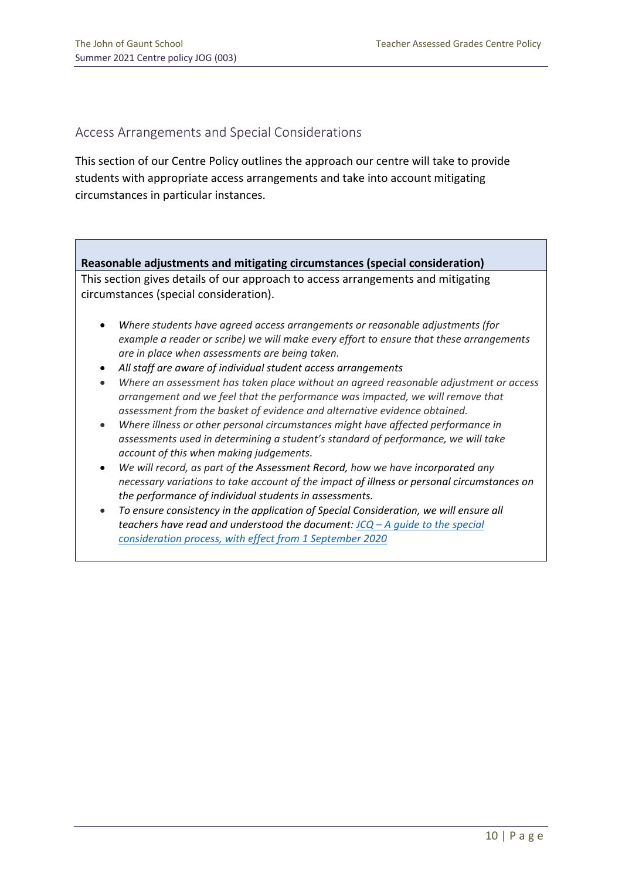## Access Arrangements and Special Considerations

This section of our Centre Policy outlines the approach our centre will take to provide students with appropriate access arrangements and take into account mitigating circumstances in particular instances.

| **Reasonable adjustments and mitigating circumstances (special consideration)** |
| --- |
| This section gives details of our approach to access arrangements and mitigating circumstances (special consideration).<br><br>• *Where students have agreed access arrangements or reasonable adjustments (for example a reader or scribe) we will make every effort to ensure that these arrangements are in place when assessments are being taken.*<br>• *All staff are aware of individual student access arrangements*<br>• *Where an assessment has taken place without an agreed reasonable adjustment or access arrangement and we feel that the performance was impacted, we will remove that assessment from the basket of evidence and alternative evidence obtained.*<br>• *Where illness or other personal circumstances might have affected performance in assessments used in determining a student's standard of performance, we will take account of this when making judgements.*<br>• *We will record, as part of the Assessment Record, how we have incorporated any necessary variations to take account of the impact of illness or personal circumstances on the performance of individual students in assessments.*<br>• *To ensure consistency in the application of Special Consideration, we will ensure all teachers have read and understood the document: JCQ – A guide to the special consideration process, with effect from 1 September 2020* |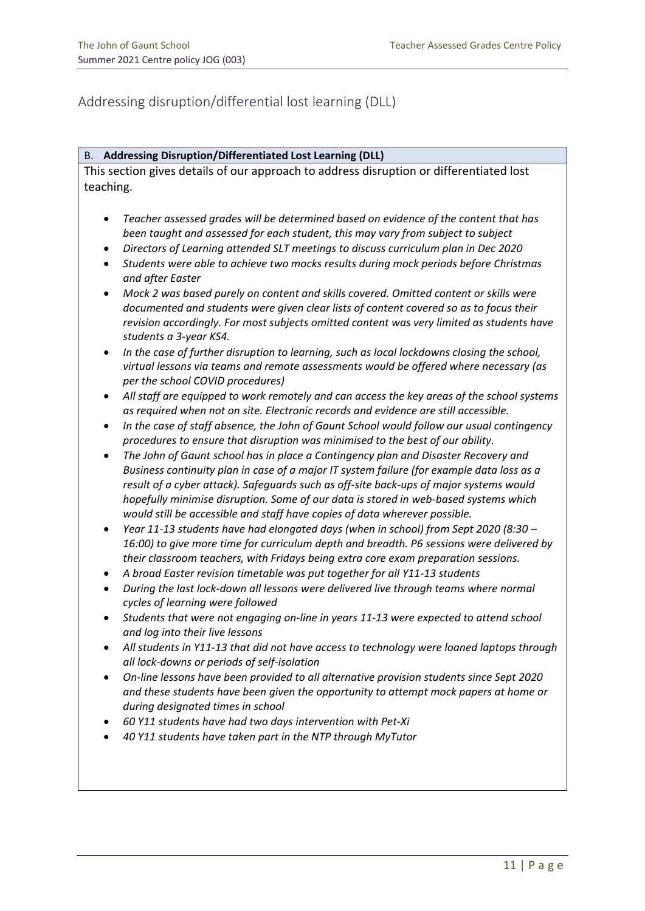## Addressing disruption/differential lost learning (DLL)

**B. Addressing Disruption/Differentiated Lost Learning (DLL)**

This section gives details of our approach to address disruption or differentiated lost teaching.

- *Teacher assessed grades will be determined based on evidence of the content that has been taught and assessed for each student, this may vary from subject to subject*
- *Directors of Learning attended SLT meetings to discuss curriculum plan in Dec 2020*
- *Students were able to achieve two mocks results during mock periods before Christmas and after Easter*
- *Mock 2 was based purely on content and skills covered. Omitted content or skills were documented and students were given clear lists of content covered so as to focus their revision accordingly. For most subjects omitted content was very limited as students have students a 3-year KS4.*
- *In the case of further disruption to learning, such as local lockdowns closing the school, virtual lessons via teams and remote assessments would be offered where necessary (as per the school COVID procedures)*
- *All staff are equipped to work remotely and can access the key areas of the school systems as required when not on site. Electronic records and evidence are still accessible.*
- *In the case of staff absence, the John of Gaunt School would follow our usual contingency procedures to ensure that disruption was minimised to the best of our ability.*
- *The John of Gaunt school has in place a Contingency plan and Disaster Recovery and Business continuity plan in case of a major IT system failure (for example data loss as a result of a cyber attack). Safeguards such as off-site back-ups of major systems would hopefully minimise disruption. Some of our data is stored in web-based systems which would still be accessible and staff have copies of data wherever possible.*
- *Year 11-13 students have had elongated days (when in school) from Sept 2020 (8:30 – 16:00) to give more time for curriculum depth and breadth. P6 sessions were delivered by their classroom teachers, with Fridays being extra core exam preparation sessions.*
- *A broad Easter revision timetable was put together for all Y11-13 students*
- *During the last lock-down all lessons were delivered live through teams where normal cycles of learning were followed*
- *Students that were not engaging on-line in years 11-13 were expected to attend school and log into their live lessons*
- *All students in Y11-13 that did not have access to technology were loaned laptops through all lock-downs or periods of self-isolation*
- *On-line lessons have been provided to all alternative provision students since Sept 2020 and these students have been given the opportunity to attempt mock papers at home or during designated times in school*
- *60 Y11 students have had two days intervention with Pet-Xi*
- *40 Y11 students have taken part in the NTP through MyTutor*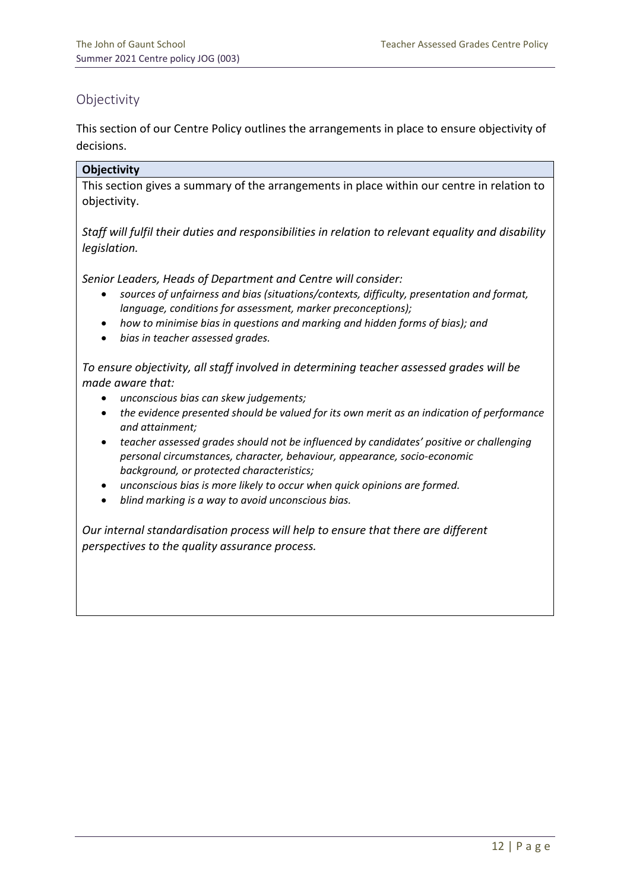## Objectivity

This section of our Centre Policy outlines the arrangements in place to ensure objectivity of decisions.

**Objectivity**

This section gives a summary of the arrangements in place within our centre in relation to objectivity.

*Staff will fulfil their duties and responsibilities in relation to relevant equality and disability legislation.*

*Senior Leaders, Heads of Department and Centre will consider:*

- *sources of unfairness and bias (situations/contexts, difficulty, presentation and format, language, conditions for assessment, marker preconceptions);*
- *how to minimise bias in questions and marking and hidden forms of bias); and*
- *bias in teacher assessed grades.*

*To ensure objectivity, all staff involved in determining teacher assessed grades will be made aware that:*

- *unconscious bias can skew judgements;*
- *the evidence presented should be valued for its own merit as an indication of performance and attainment;*
- *teacher assessed grades should not be influenced by candidates' positive or challenging personal circumstances, character, behaviour, appearance, socio-economic background, or protected characteristics;*
- *unconscious bias is more likely to occur when quick opinions are formed.*
- *blind marking is a way to avoid unconscious bias.*

*Our internal standardisation process will help to ensure that there are different perspectives to the quality assurance process.*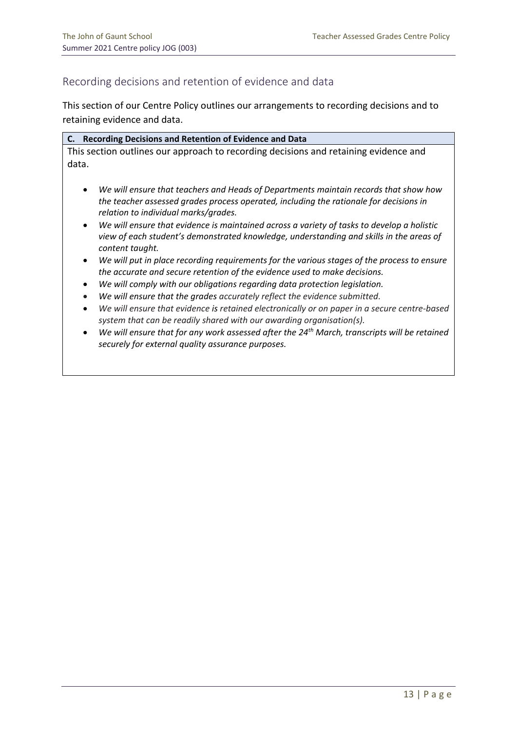## Recording decisions and retention of evidence and data

This section of our Centre Policy outlines our arrangements to recording decisions and to retaining evidence and data.

**C. Recording Decisions and Retention of Evidence and Data**

This section outlines our approach to recording decisions and retaining evidence and data.

- *We will ensure that teachers and Heads of Departments maintain records that show how the teacher assessed grades process operated, including the rationale for decisions in relation to individual marks/grades.*
- *We will ensure that evidence is maintained across a variety of tasks to develop a holistic view of each student's demonstrated knowledge, understanding and skills in the areas of content taught.*
- *We will put in place recording requirements for the various stages of the process to ensure the accurate and secure retention of the evidence used to make decisions.*
- *We will comply with our obligations regarding data protection legislation.*
- *We will ensure that the grades accurately reflect the evidence submitted.*
- *We will ensure that evidence is retained electronically or on paper in a secure centre-based system that can be readily shared with our awarding organisation(s).*
- *We will ensure that for any work assessed after the 24th March, transcripts will be retained securely for external quality assurance purposes.*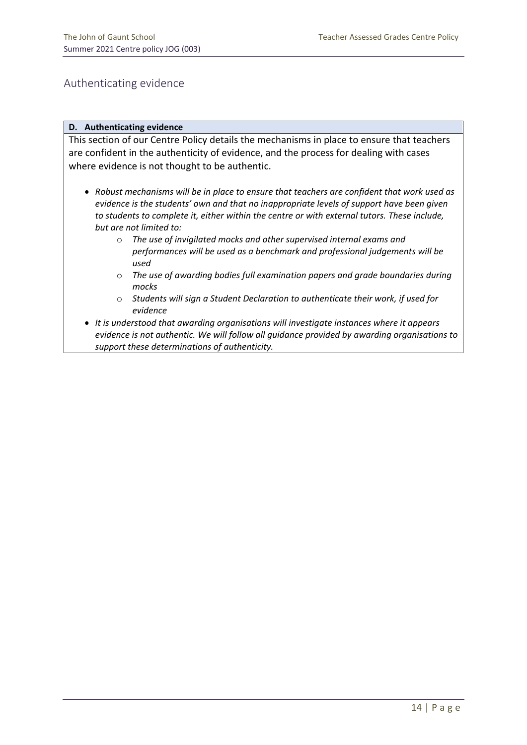## Authenticating evidence

**D. Authenticating evidence**

This section of our Centre Policy details the mechanisms in place to ensure that teachers are confident in the authenticity of evidence, and the process for dealing with cases where evidence is not thought to be authentic.

- *Robust mechanisms will be in place to ensure that teachers are confident that work used as evidence is the students' own and that no inappropriate levels of support have been given to students to complete it, either within the centre or with external tutors. These include, but are not limited to:*
    - *The use of invigilated mocks and other supervised internal exams and performances will be used as a benchmark and professional judgements will be used*
    - *The use of awarding bodies full examination papers and grade boundaries during mocks*
    - *Students will sign a Student Declaration to authenticate their work, if used for evidence*
- *It is understood that awarding organisations will investigate instances where it appears evidence is not authentic. We will follow all guidance provided by awarding organisations to support these determinations of authenticity.*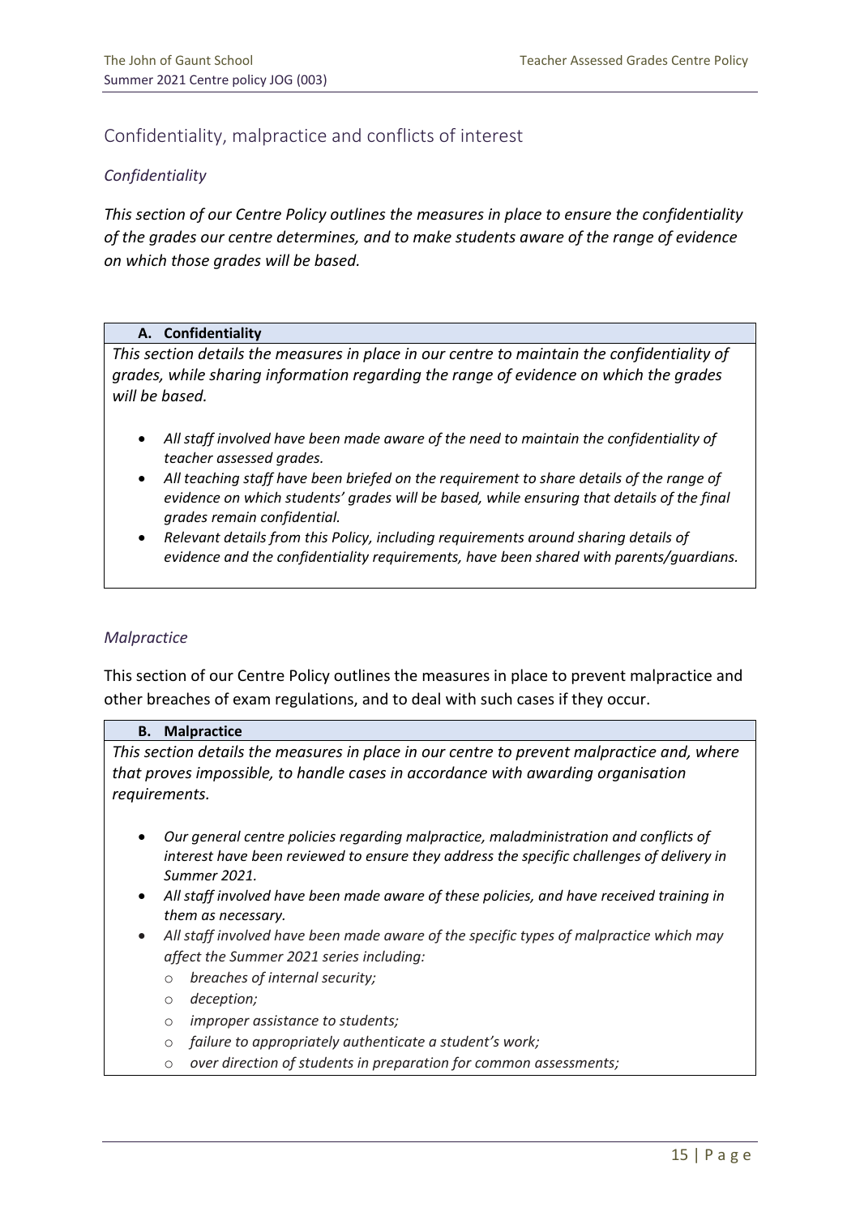## Confidentiality, malpractice and conflicts of interest

### *Confidentiality*

*This section of our Centre Policy outlines the measures in place to ensure the confidentiality of the grades our centre determines, and to make students aware of the range of evidence on which those grades will be based.*

| **A. Confidentiality** |
| --- |
| *This section details the measures in place in our centre to maintain the confidentiality of grades, while sharing information regarding the range of evidence on which the grades will be based.*<br><br>• *All staff involved have been made aware of the need to maintain the confidentiality of teacher assessed grades.*<br>• *All teaching staff have been briefed on the requirement to share details of the range of evidence on which students' grades will be based, while ensuring that details of the final grades remain confidential.*<br>• *Relevant details from this Policy, including requirements around sharing details of evidence and the confidentiality requirements, have been shared with parents/guardians.* |

### *Malpractice*

This section of our Centre Policy outlines the measures in place to prevent malpractice and other breaches of exam regulations, and to deal with such cases if they occur.

| **B. Malpractice** |
| --- |
| *This section details the measures in place in our centre to prevent malpractice and, where that proves impossible, to handle cases in accordance with awarding organisation requirements.*<br><br>• *Our general centre policies regarding malpractice, maladministration and conflicts of interest have been reviewed to ensure they address the specific challenges of delivery in Summer 2021.*<br>• *All staff involved have been made aware of these policies, and have received training in them as necessary.*<br>• *All staff involved have been made aware of the specific types of malpractice which may affect the Summer 2021 series including:*<br>  ◦ *breaches of internal security;*<br>  ◦ *deception;*<br>  ◦ *improper assistance to students;*<br>  ◦ *failure to appropriately authenticate a student's work;*<br>  ◦ *over direction of students in preparation for common assessments;* |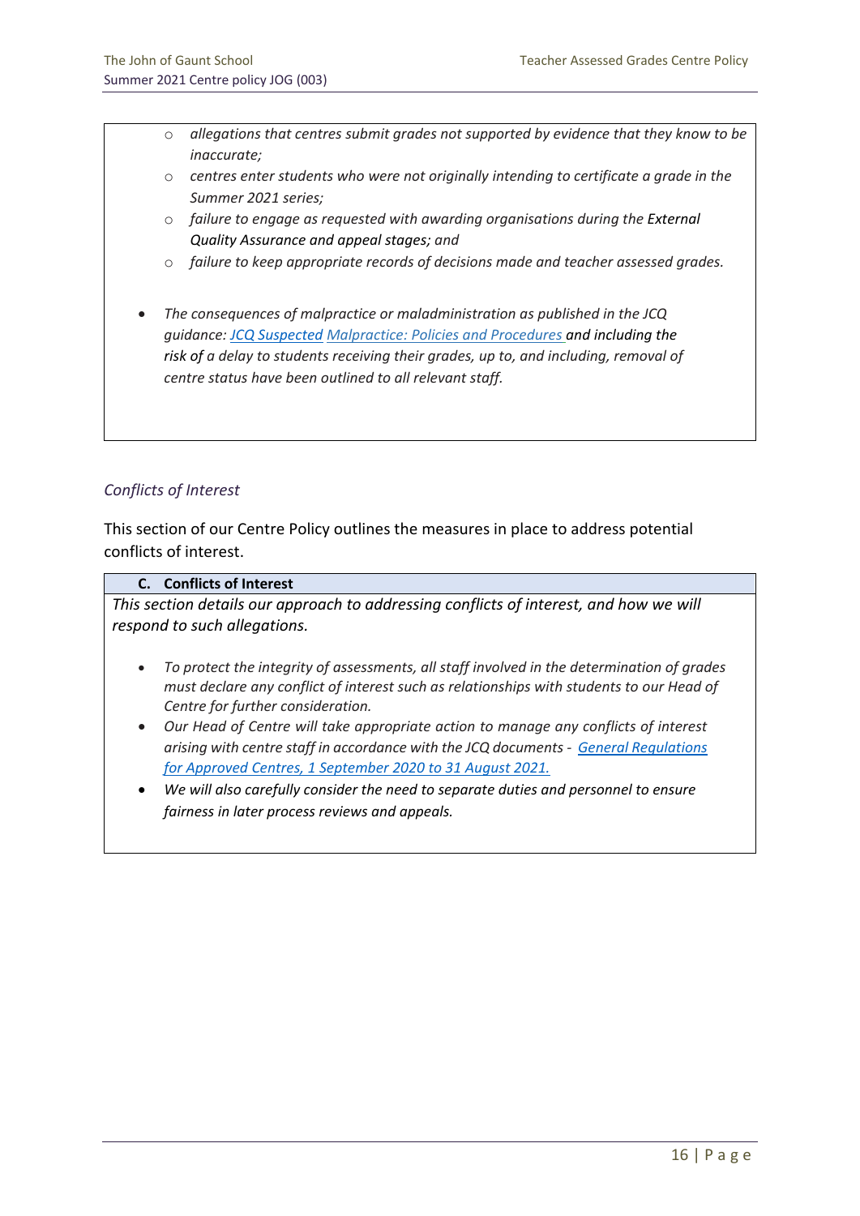- *allegations that centres submit grades not supported by evidence that they know to be inaccurate;*
- *centres enter students who were not originally intending to certificate a grade in the Summer 2021 series;*
- *failure to engage as requested with awarding organisations during the External Quality Assurance and appeal stages; and*
- *failure to keep appropriate records of decisions made and teacher assessed grades.*

- *The consequences of malpractice or maladministration as published in the JCQ guidance: JCQ Suspected Malpractice: Policies and Procedures and including the risk of a delay to students receiving their grades, up to, and including, removal of centre status have been outlined to all relevant staff.*

*Conflicts of Interest*

This section of our Centre Policy outlines the measures in place to address potential conflicts of interest.

**C. Conflicts of Interest**

*This section details our approach to addressing conflicts of interest, and how we will respond to such allegations.*

- *To protect the integrity of assessments, all staff involved in the determination of grades must declare any conflict of interest such as relationships with students to our Head of Centre for further consideration.*
- *Our Head of Centre will take appropriate action to manage any conflicts of interest arising with centre staff in accordance with the JCQ documents - General Regulations for Approved Centres, 1 September 2020 to 31 August 2021.*
- *We will also carefully consider the need to separate duties and personnel to ensure fairness in later process reviews and appeals.*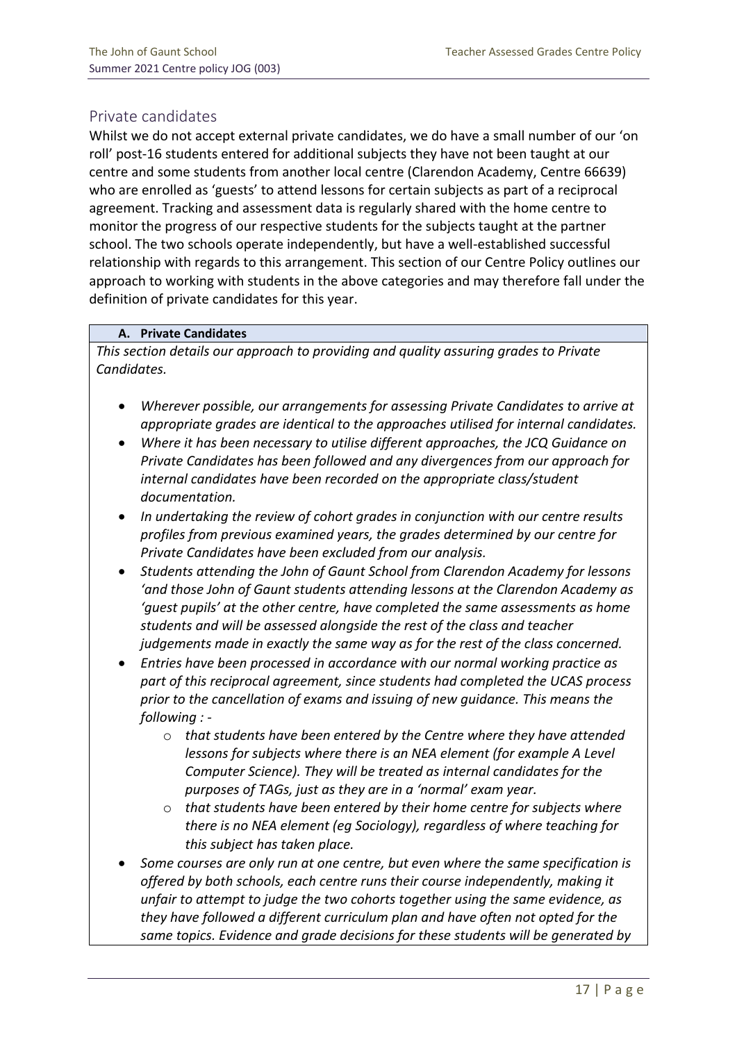## Private candidates

Whilst we do not accept external private candidates, we do have a small number of our 'on roll' post-16 students entered for additional subjects they have not been taught at our centre and some students from another local centre (Clarendon Academy, Centre 66639) who are enrolled as 'guests' to attend lessons for certain subjects as part of a reciprocal agreement. Tracking and assessment data is regularly shared with the home centre to monitor the progress of our respective students for the subjects taught at the partner school. The two schools operate independently, but have a well-established successful relationship with regards to this arrangement. This section of our Centre Policy outlines our approach to working with students in the above categories and may therefore fall under the definition of private candidates for this year.

| **A. Private Candidates** |
|---|
| *This section details our approach to providing and quality assuring grades to Private Candidates.* <br><br> • *Wherever possible, our arrangements for assessing Private Candidates to arrive at appropriate grades are identical to the approaches utilised for internal candidates.* <br> • *Where it has been necessary to utilise different approaches, the JCQ Guidance on Private Candidates has been followed and any divergences from our approach for internal candidates have been recorded on the appropriate class/student documentation.* <br> • *In undertaking the review of cohort grades in conjunction with our centre results profiles from previous examined years, the grades determined by our centre for Private Candidates have been excluded from our analysis.* <br> • *Students attending the John of Gaunt School from Clarendon Academy for lessons 'and those John of Gaunt students attending lessons at the Clarendon Academy as 'guest pupils' at the other centre, have completed the same assessments as home students and will be assessed alongside the rest of the class and teacher judgements made in exactly the same way as for the rest of the class concerned.* <br> • *Entries have been processed in accordance with our normal working practice as part of this reciprocal agreement, since students had completed the UCAS process prior to the cancellation of exams and issuing of new guidance. This means the following : -* <br> &nbsp;&nbsp;&nbsp;&nbsp;o *that students have been entered by the Centre where they have attended lessons for subjects where there is an NEA element (for example A Level Computer Science). They will be treated as internal candidates for the purposes of TAGs, just as they are in a 'normal' exam year.* <br> &nbsp;&nbsp;&nbsp;&nbsp;o *that students have been entered by their home centre for subjects where there is no NEA element (eg Sociology), regardless of where teaching for this subject has taken place.* <br> • *Some courses are only run at one centre, but even where the same specification is offered by both schools, each centre runs their course independently, making it unfair to attempt to judge the two cohorts together using the same evidence, as they have followed a different curriculum plan and have often not opted for the same topics. Evidence and grade decisions for these students will be generated by* |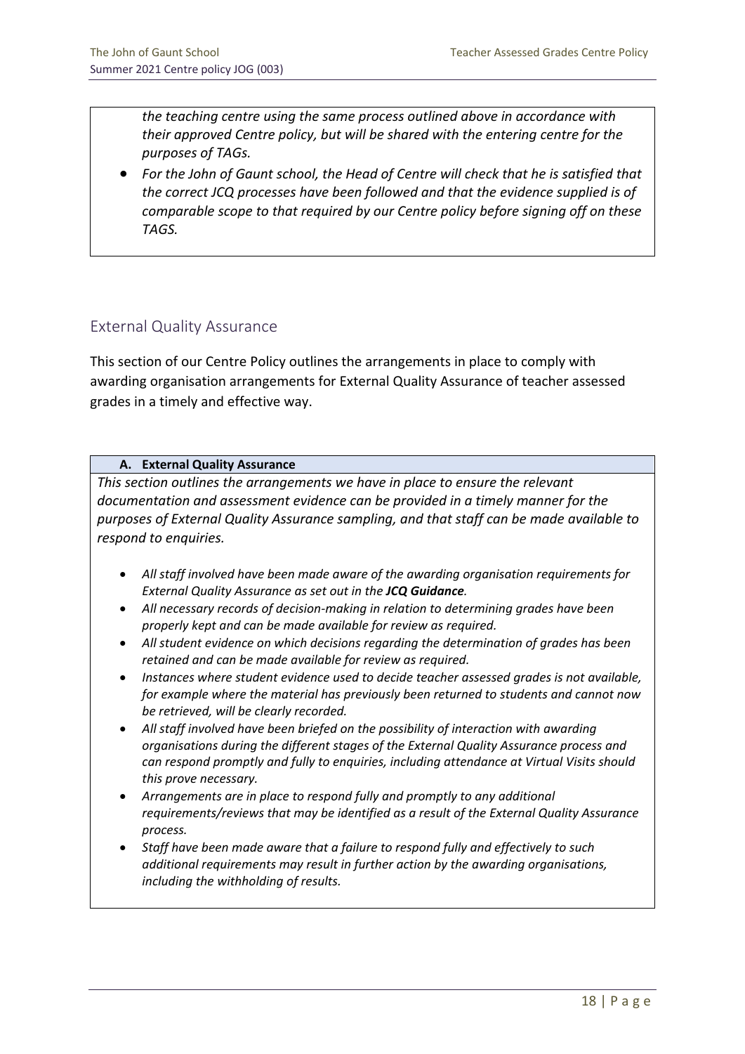*the teaching centre using the same process outlined above in accordance with their approved Centre policy, but will be shared with the entering centre for the purposes of TAGs.*

- *For the John of Gaunt school, the Head of Centre will check that he is satisfied that the correct JCQ processes have been followed and that the evidence supplied is of comparable scope to that required by our Centre policy before signing off on these TAGS.*

## External Quality Assurance

This section of our Centre Policy outlines the arrangements in place to comply with awarding organisation arrangements for External Quality Assurance of teacher assessed grades in a timely and effective way.

### A. External Quality Assurance

*This section outlines the arrangements we have in place to ensure the relevant documentation and assessment evidence can be provided in a timely manner for the purposes of External Quality Assurance sampling, and that staff can be made available to respond to enquiries.*

- *All staff involved have been made aware of the awarding organisation requirements for External Quality Assurance as set out in the **JCQ Guidance**.*
- *All necessary records of decision-making in relation to determining grades have been properly kept and can be made available for review as required.*
- *All student evidence on which decisions regarding the determination of grades has been retained and can be made available for review as required.*
- *Instances where student evidence used to decide teacher assessed grades is not available, for example where the material has previously been returned to students and cannot now be retrieved, will be clearly recorded.*
- *All staff involved have been briefed on the possibility of interaction with awarding organisations during the different stages of the External Quality Assurance process and can respond promptly and fully to enquiries, including attendance at Virtual Visits should this prove necessary.*
- *Arrangements are in place to respond fully and promptly to any additional requirements/reviews that may be identified as a result of the External Quality Assurance process.*
- *Staff have been made aware that a failure to respond fully and effectively to such additional requirements may result in further action by the awarding organisations, including the withholding of results.*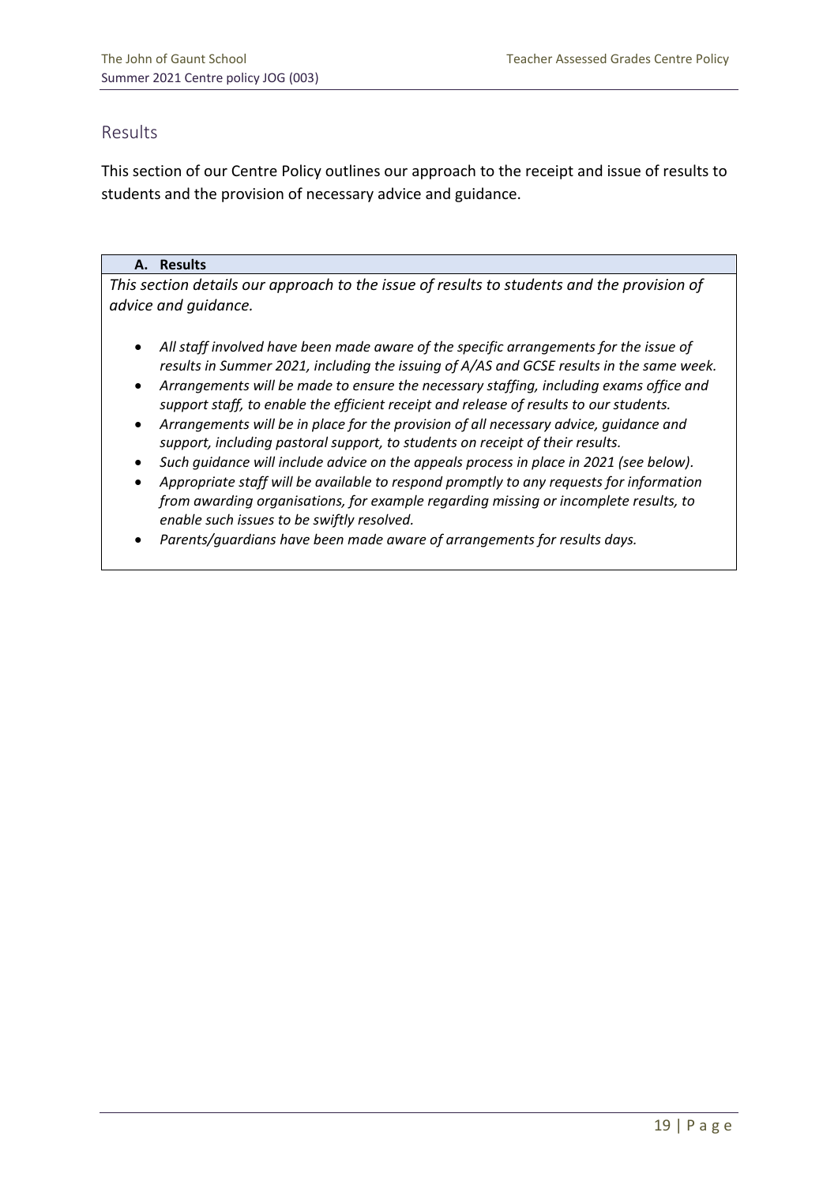## Results

This section of our Centre Policy outlines our approach to the receipt and issue of results to students and the provision of necessary advice and guidance.

### A. Results

*This section details our approach to the issue of results to students and the provision of advice and guidance.*

- *All staff involved have been made aware of the specific arrangements for the issue of results in Summer 2021, including the issuing of A/AS and GCSE results in the same week.*
- *Arrangements will be made to ensure the necessary staffing, including exams office and support staff, to enable the efficient receipt and release of results to our students.*
- *Arrangements will be in place for the provision of all necessary advice, guidance and support, including pastoral support, to students on receipt of their results.*
- *Such guidance will include advice on the appeals process in place in 2021 (see below).*
- *Appropriate staff will be available to respond promptly to any requests for information from awarding organisations, for example regarding missing or incomplete results, to enable such issues to be swiftly resolved.*
- *Parents/guardians have been made aware of arrangements for results days.*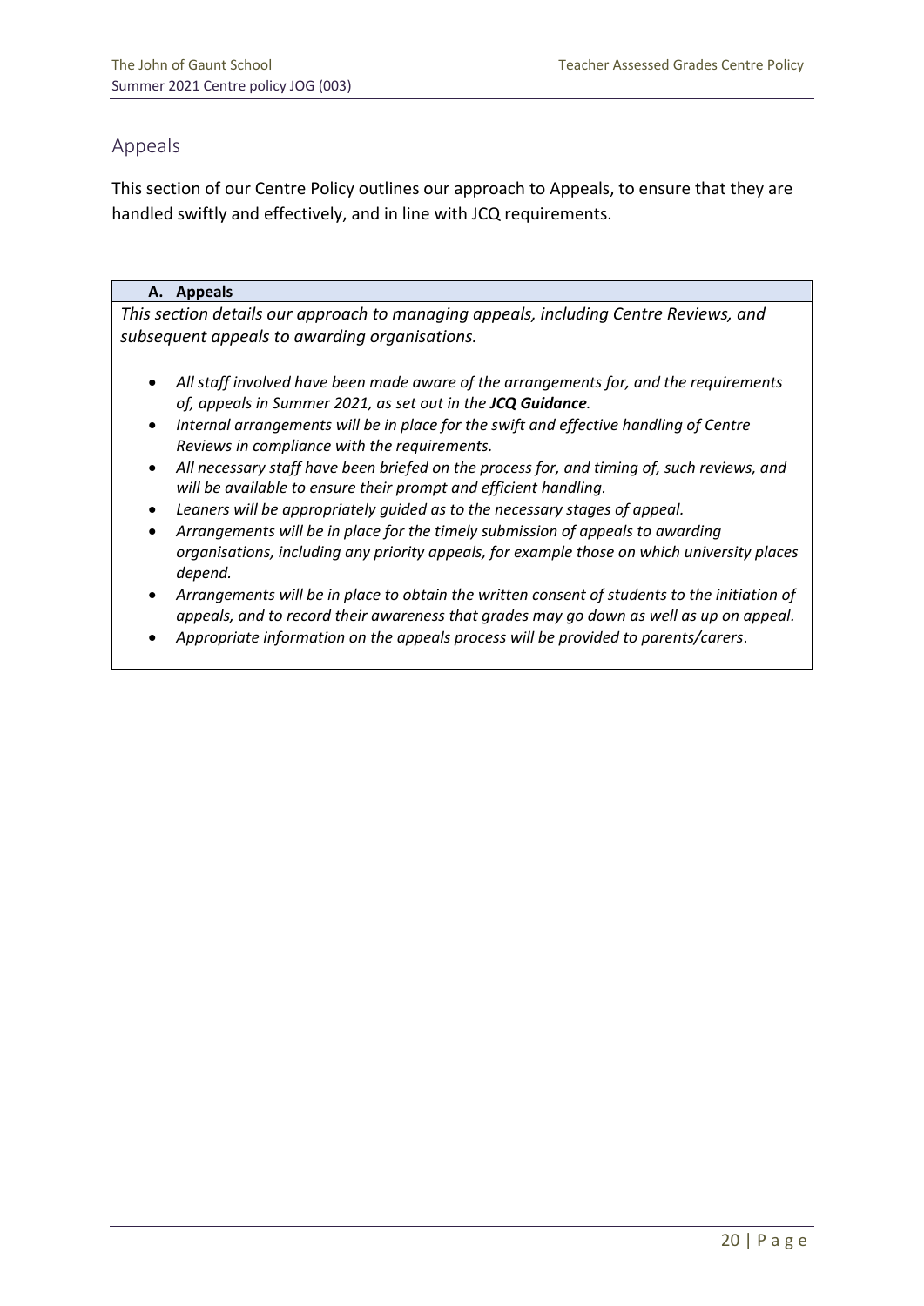## Appeals

This section of our Centre Policy outlines our approach to Appeals, to ensure that they are handled swiftly and effectively, and in line with JCQ requirements.

### A. Appeals

*This section details our approach to managing appeals, including Centre Reviews, and subsequent appeals to awarding organisations.*

- *All staff involved have been made aware of the arrangements for, and the requirements of, appeals in Summer 2021, as set out in the **JCQ Guidance**.*
- *Internal arrangements will be in place for the swift and effective handling of Centre Reviews in compliance with the requirements.*
- *All necessary staff have been briefed on the process for, and timing of, such reviews, and will be available to ensure their prompt and efficient handling.*
- *Leaners will be appropriately guided as to the necessary stages of appeal.*
- *Arrangements will be in place for the timely submission of appeals to awarding organisations, including any priority appeals, for example those on which university places depend.*
- *Arrangements will be in place to obtain the written consent of students to the initiation of appeals, and to record their awareness that grades may go down as well as up on appeal.*
- *Appropriate information on the appeals process will be provided to parents/carers*.